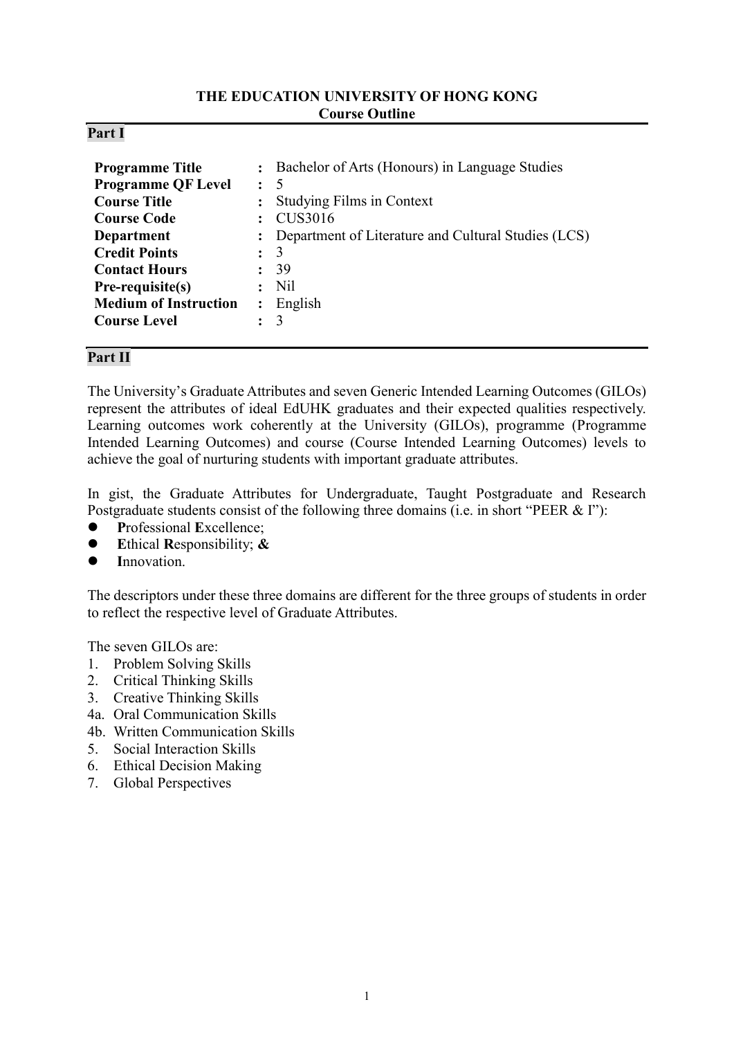# THE EDUCATION UNIVERSITY OF HONG KONG
## Course Outline

### Part I

| | | |
|---|---|---|
| **Programme Title** | : | Bachelor of Arts (Honours) in Language Studies |
| **Programme QF Level** | : | 5 |
| **Course Title** | : | Studying Films in Context |
| **Course Code** | : | CUS3016 |
| **Department** | : | Department of Literature and Cultural Studies (LCS) |
| **Credit Points** | : | 3 |
| **Contact Hours** | : | 39 |
| **Pre-requisite(s)** | : | Nil |
| **Medium of Instruction** | : | English |
| **Course Level** | : | 3 |

### Part II

The University's Graduate Attributes and seven Generic Intended Learning Outcomes (GILOs) represent the attributes of ideal EdUHK graduates and their expected qualities respectively. Learning outcomes work coherently at the University (GILOs), programme (Programme Intended Learning Outcomes) and course (Course Intended Learning Outcomes) levels to achieve the goal of nurturing students with important graduate attributes.

In gist, the Graduate Attributes for Undergraduate, Taught Postgraduate and Research Postgraduate students consist of the following three domains (i.e. in short "PEER & I"):

- **P**rofessional **E**xcellence;
- **E**thical **R**esponsibility; **&**
- **I**nnovation.

The descriptors under these three domains are different for the three groups of students in order to reflect the respective level of Graduate Attributes.

The seven GILOs are:

1. Problem Solving Skills
2. Critical Thinking Skills
3. Creative Thinking Skills

4a. Oral Communication Skills
4b. Written Communication Skills

5. Social Interaction Skills
6. Ethical Decision Making
7. Global Perspectives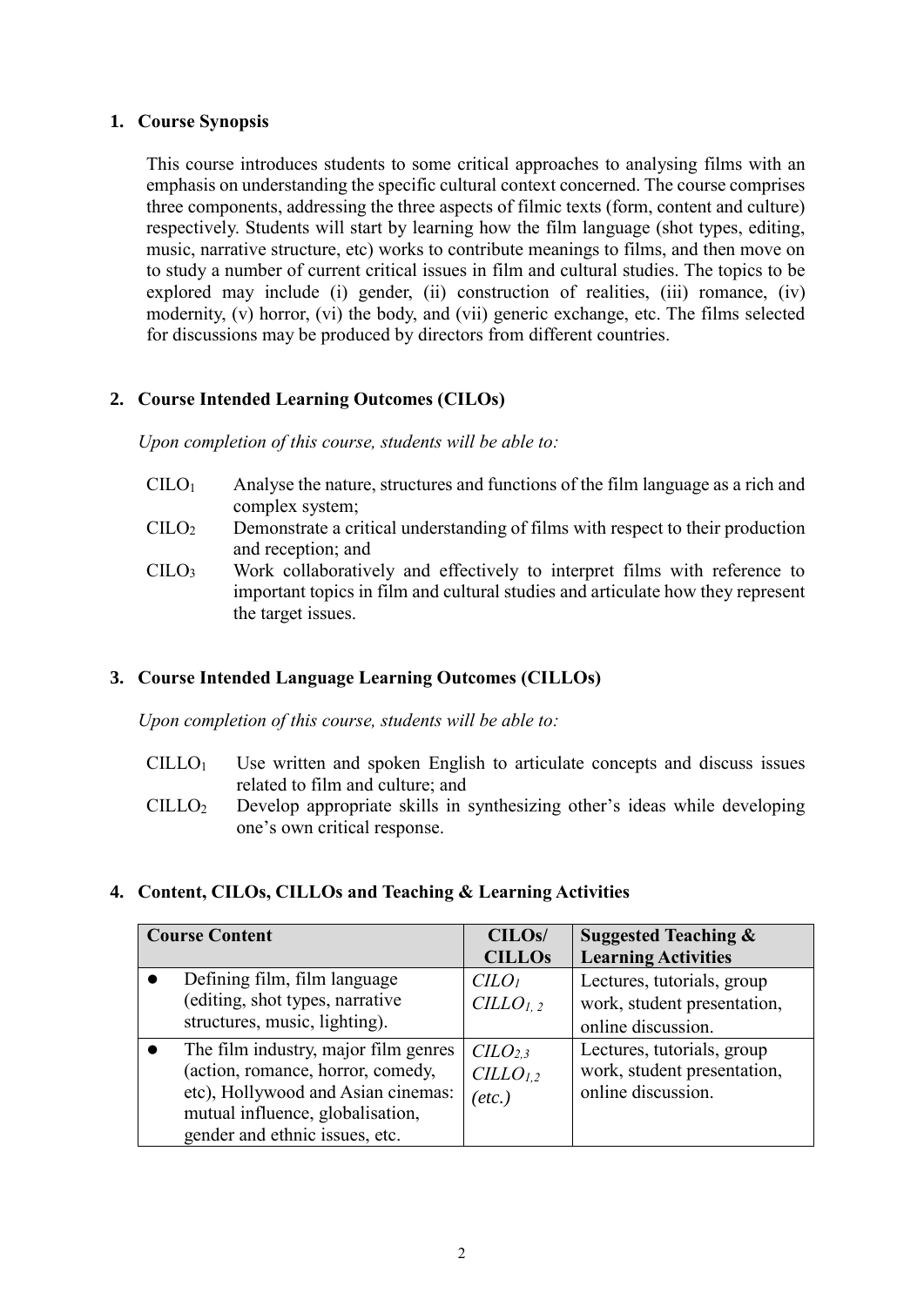## 1. Course Synopsis

This course introduces students to some critical approaches to analysing films with an emphasis on understanding the specific cultural context concerned. The course comprises three components, addressing the three aspects of filmic texts (form, content and culture) respectively. Students will start by learning how the film language (shot types, editing, music, narrative structure, etc) works to contribute meanings to films, and then move on to study a number of current critical issues in film and cultural studies. The topics to be explored may include (i) gender, (ii) construction of realities, (iii) romance, (iv) modernity, (v) horror, (vi) the body, and (vii) generic exchange, etc. The films selected for discussions may be produced by directors from different countries.

## 2. Course Intended Learning Outcomes (CILOs)

*Upon completion of this course, students will be able to:*

- $CILO_1$ Analyse the nature, structures and functions of the film language as a rich and complex system;
- $CILO_2$ Demonstrate a critical understanding of films with respect to their production and reception; and
- $CILO_3$ Work collaboratively and effectively to interpret films with reference to important topics in film and cultural studies and articulate how they represent the target issues.

## 3. Course Intended Language Learning Outcomes (CILLOs)

*Upon completion of this course, students will be able to:*

- $CILLO_1$ Use written and spoken English to articulate concepts and discuss issues related to film and culture; and
- $CILLO_2$ Develop appropriate skills in synthesizing other's ideas while developing one's own critical response.

## 4. Content, CILOs, CILLOs and Teaching & Learning Activities

| Course Content | CILOs/ CILLOs | Suggested Teaching & Learning Activities |
|---|---|---|
| • Defining film, film language (editing, shot types, narrative structures, music, lighting). | *$CILO_1$* *$CILLO_{1,2}$* | Lectures, tutorials, group work, student presentation, online discussion. |
| • The film industry, major film genres (action, romance, horror, comedy, etc), Hollywood and Asian cinemas: mutual influence, globalisation, gender and ethnic issues, etc. | *$CILO_{2,3}$* *$CILLO_{1,2}$* *(etc.)* | Lectures, tutorials, group work, student presentation, online discussion. |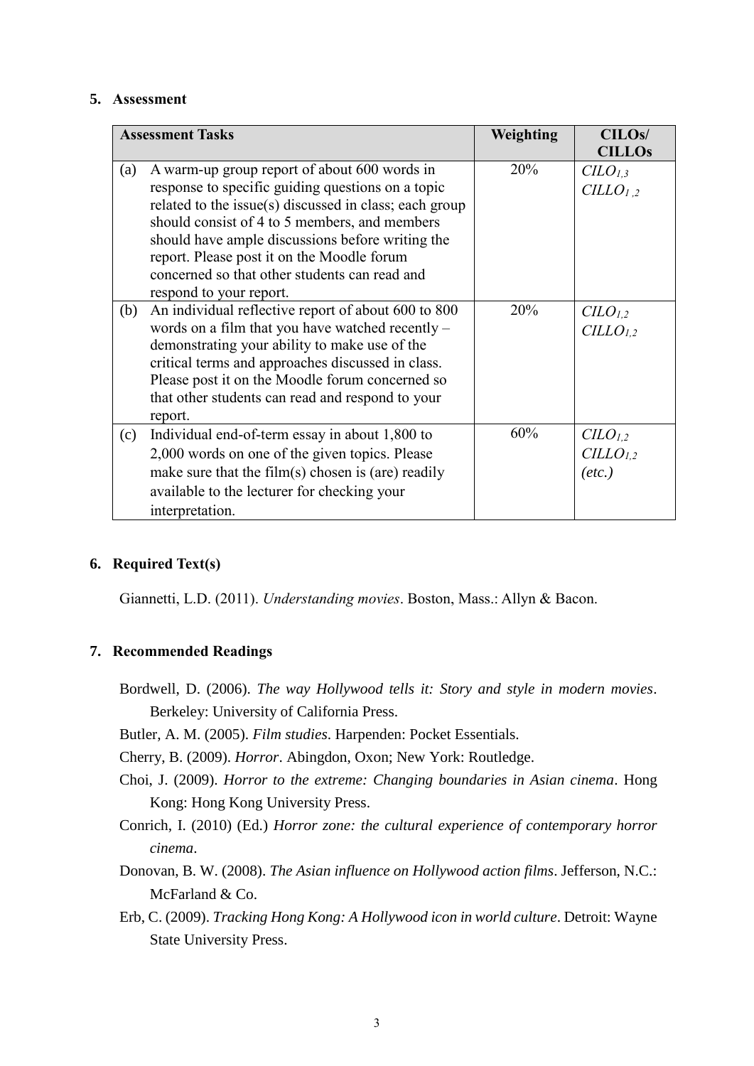## 5. Assessment

| Assessment Tasks | | Weighting | CILOs/ CILLOs |
|---|---|---|---|
| (a) | A warm-up group report of about 600 words in response to specific guiding questions on a topic related to the issue(s) discussed in class; each group should consist of 4 to 5 members, and members should have ample discussions before writing the report. Please post it on the Moodle forum concerned so that other students can read and respond to your report. | 20% | $CILO_{1,3}$ $CILLO_{1,2}$ |
| (b) | An individual reflective report of about 600 to 800 words on a film that you have watched recently – demonstrating your ability to make use of the critical terms and approaches discussed in class. Please post it on the Moodle forum concerned so that other students can read and respond to your report. | 20% | $CILO_{1,2}$ $CILLO_{1,2}$ |
| (c) | Individual end-of-term essay in about 1,800 to 2,000 words on one of the given topics. Please make sure that the film(s) chosen is (are) readily available to the lecturer for checking your interpretation. | 60% | $CILO_{1,2}$ $CILLO_{1,2}$ *(etc.)* |

## 6. Required Text(s)

Giannetti, L.D. (2011). *Understanding movies*. Boston, Mass.: Allyn & Bacon.

## 7. Recommended Readings

Bordwell, D. (2006). *The way Hollywood tells it: Story and style in modern movies*. Berkeley: University of California Press.

Butler, A. M. (2005). *Film studies*. Harpenden: Pocket Essentials.

Cherry, B. (2009). *Horror*. Abingdon, Oxon; New York: Routledge.

Choi, J. (2009). *Horror to the extreme: Changing boundaries in Asian cinema*. Hong Kong: Hong Kong University Press.

Conrich, I. (2010) (Ed.) *Horror zone: the cultural experience of contemporary horror cinema*.

Donovan, B. W. (2008). *The Asian influence on Hollywood action films*. Jefferson, N.C.: McFarland & Co.

Erb, C. (2009). *Tracking Hong Kong: A Hollywood icon in world culture*. Detroit: Wayne State University Press.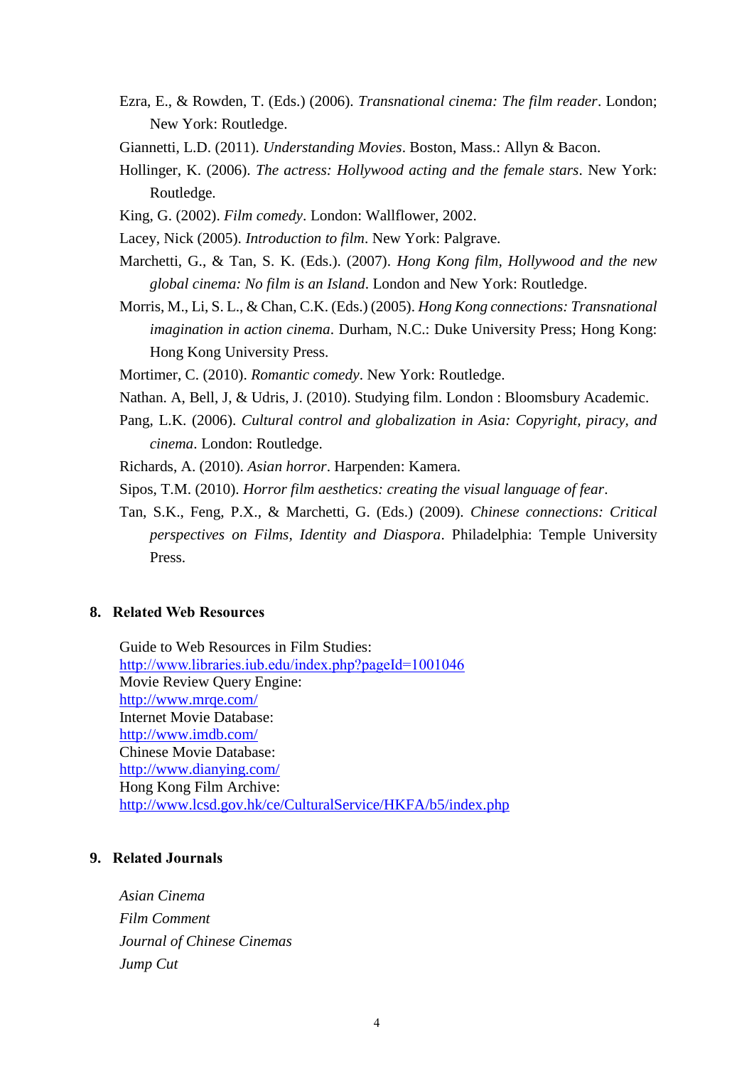Ezra, E., & Rowden, T. (Eds.) (2006). *Transnational cinema: The film reader*. London; New York: Routledge.

Giannetti, L.D. (2011). *Understanding Movies*. Boston, Mass.: Allyn & Bacon.

Hollinger, K. (2006). *The actress: Hollywood acting and the female stars*. New York: Routledge.

King, G. (2002). *Film comedy*. London: Wallflower, 2002.

Lacey, Nick (2005). *Introduction to film*. New York: Palgrave.

Marchetti, G., & Tan, S. K. (Eds.). (2007). *Hong Kong film, Hollywood and the new global cinema: No film is an Island*. London and New York: Routledge.

Morris, M., Li, S. L., & Chan, C.K. (Eds.) (2005). *Hong Kong connections: Transnational imagination in action cinema*. Durham, N.C.: Duke University Press; Hong Kong: Hong Kong University Press.

Mortimer, C. (2010). *Romantic comedy*. New York: Routledge.

Nathan. A, Bell, J, & Udris, J. (2010). Studying film. London : Bloomsbury Academic.

Pang, L.K. (2006). *Cultural control and globalization in Asia: Copyright, piracy, and cinema*. London: Routledge.

Richards, A. (2010). *Asian horror*. Harpenden: Kamera.

Sipos, T.M. (2010). *Horror film aesthetics: creating the visual language of fear*.

Tan, S.K., Feng, P.X., & Marchetti, G. (Eds.) (2009). *Chinese connections: Critical perspectives on Films, Identity and Diaspora*. Philadelphia: Temple University Press.

## 8. Related Web Resources

Guide to Web Resources in Film Studies:
http://www.libraries.iub.edu/index.php?pageId=1001046
Movie Review Query Engine:
http://www.mrqe.com/
Internet Movie Database:
http://www.imdb.com/
Chinese Movie Database:
http://www.dianying.com/
Hong Kong Film Archive:
http://www.lcsd.gov.hk/ce/CulturalService/HKFA/b5/index.php

## 9. Related Journals

*Asian Cinema*
*Film Comment*
*Journal of Chinese Cinemas*
*Jump Cut*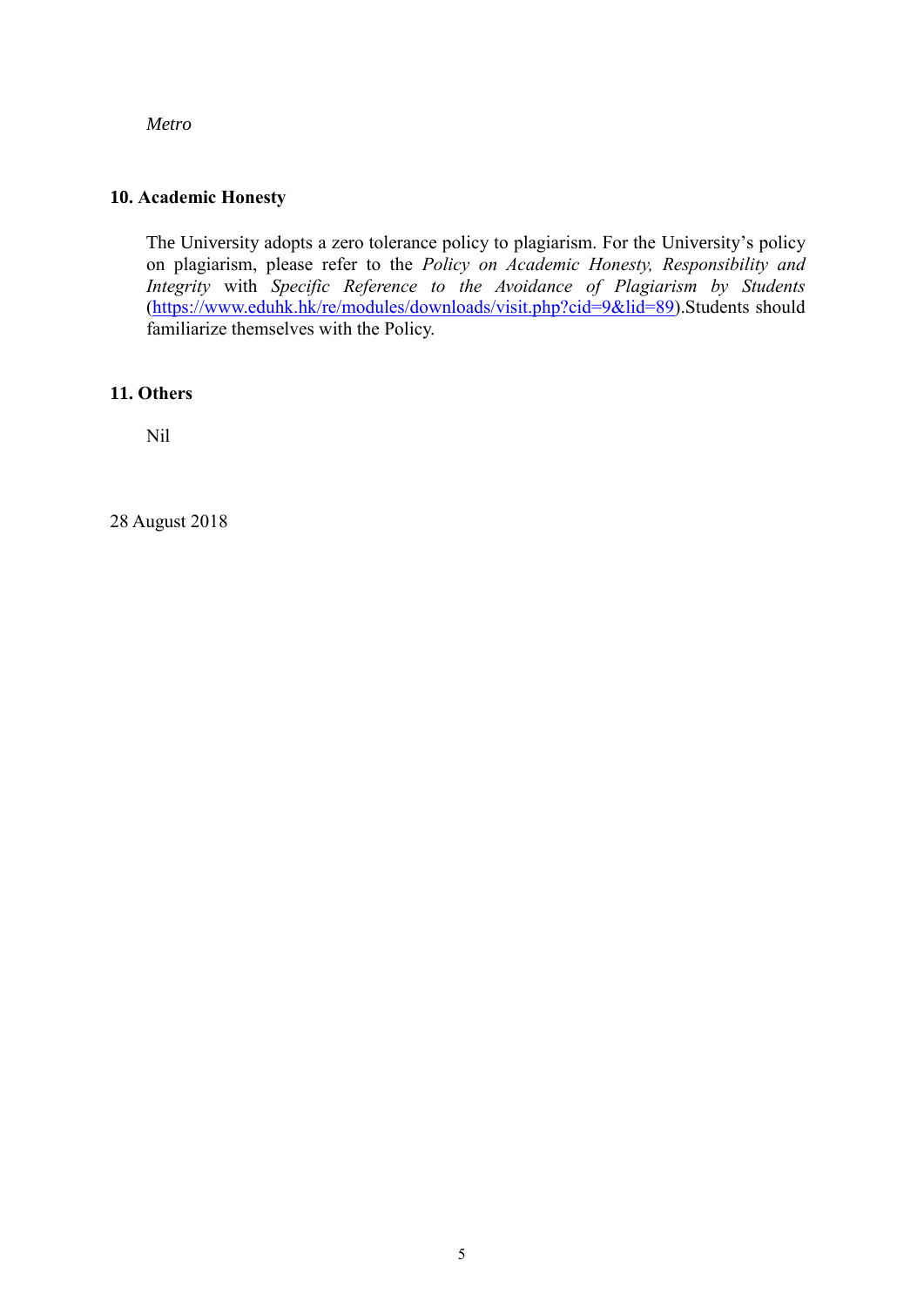*Metro*

## 10. Academic Honesty

The University adopts a zero tolerance policy to plagiarism. For the University's policy on plagiarism, please refer to the *Policy on Academic Honesty, Responsibility and Integrity* with *Specific Reference to the Avoidance of Plagiarism by Students* (https://www.eduhk.hk/re/modules/downloads/visit.php?cid=9&lid=89).Students should familiarize themselves with the Policy.

## 11. Others

Nil

28 August 2018